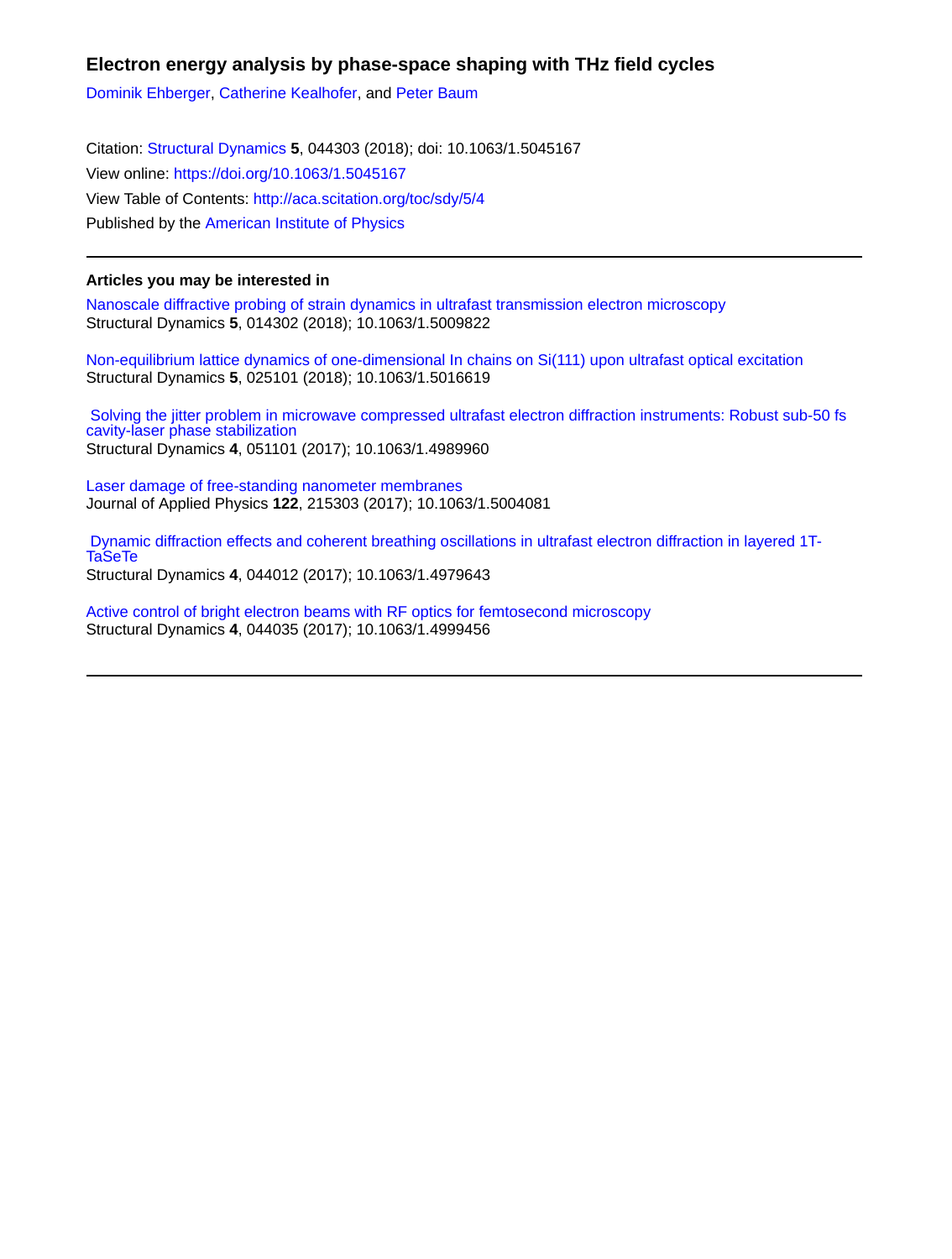# Electron energy analysis by phase-space shaping with THz field cycles

Dominik Ehberger, Catherine Kealhofer, and Peter Baum

Citation: Structural Dynamics **5**, 044303 (2018); doi: 10.1063/1.5045167
View online: https://doi.org/10.1063/1.5045167
View Table of Contents: http://aca.scitation.org/toc/sdy/5/4
Published by the American Institute of Physics

---

## Articles you may be interested in

Nanoscale diffractive probing of strain dynamics in ultrafast transmission electron microscopy
Structural Dynamics **5**, 014302 (2018); 10.1063/1.5009822

Non-equilibrium lattice dynamics of one-dimensional In chains on Si(111) upon ultrafast optical excitation
Structural Dynamics **5**, 025101 (2018); 10.1063/1.5016619

Solving the jitter problem in microwave compressed ultrafast electron diffraction instruments: Robust sub-50 fs cavity-laser phase stabilization
Structural Dynamics **4**, 051101 (2017); 10.1063/1.4989960

Laser damage of free-standing nanometer membranes
Journal of Applied Physics **122**, 215303 (2017); 10.1063/1.5004081

Dynamic diffraction effects and coherent breathing oscillations in ultrafast electron diffraction in layered 1T-TaSeTe
Structural Dynamics **4**, 044012 (2017); 10.1063/1.4979643

Active control of bright electron beams with RF optics for femtosecond microscopy
Structural Dynamics **4**, 044035 (2017); 10.1063/1.4999456

---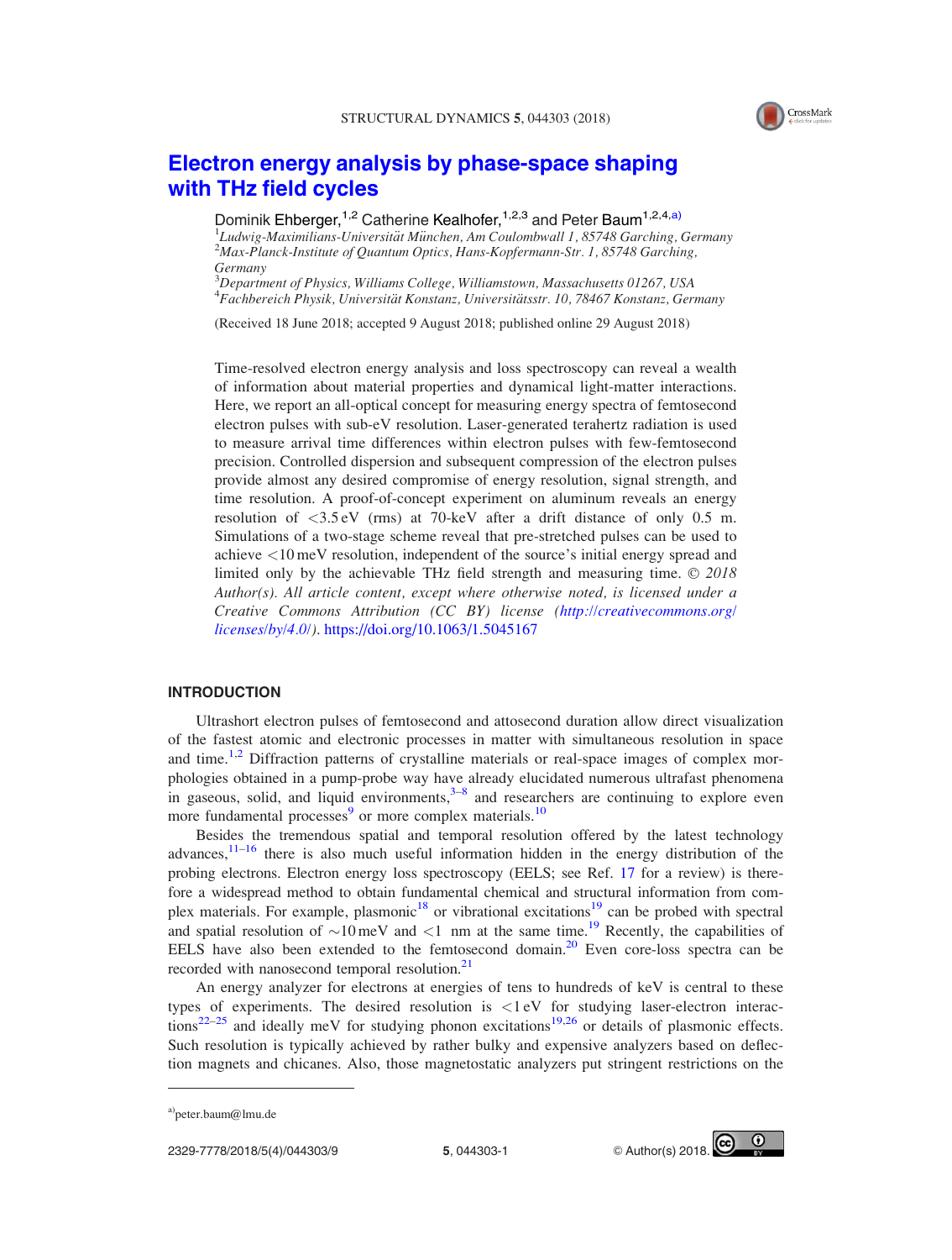# Electron energy analysis by phase-space shaping with THz field cycles

Dominik Ehberger,[1,2] Catherine Kealhofer,[1,2,3] and Peter Baum[1,2,4,a)]

[1]*Ludwig-Maximilians-Universität München, Am Coulombwall 1, 85748 Garching, Germany*
[2]*Max-Planck-Institute of Quantum Optics, Hans-Kopfermann-Str. 1, 85748 Garching, Germany*
[3]*Department of Physics, Williams College, Williamstown, Massachusetts 01267, USA*
[4]*Fachbereich Physik, Universität Konstanz, Universitätsstr. 10, 78467 Konstanz, Germany*

(Received 18 June 2018; accepted 9 August 2018; published online 29 August 2018)

Time-resolved electron energy analysis and loss spectroscopy can reveal a wealth of information about material properties and dynamical light-matter interactions. Here, we report an all-optical concept for measuring energy spectra of femtosecond electron pulses with sub-eV resolution. Laser-generated terahertz radiation is used to measure arrival time differences within electron pulses with few-femtosecond precision. Controlled dispersion and subsequent compression of the electron pulses provide almost any desired compromise of energy resolution, signal strength, and time resolution. A proof-of-concept experiment on aluminum reveals an energy resolution of <3.5 eV (rms) at 70-keV after a drift distance of only 0.5 m. Simulations of a two-stage scheme reveal that pre-stretched pulses can be used to achieve <10 meV resolution, independent of the source's initial energy spread and limited only by the achievable THz field strength and measuring time. © 2018 *Author(s). All article content, except where otherwise noted, is licensed under a Creative Commons Attribution (CC BY) license (http://creativecommons.org/licenses/by/4.0/).* https://doi.org/10.1063/1.5045167

## INTRODUCTION

Ultrashort electron pulses of femtosecond and attosecond duration allow direct visualization of the fastest atomic and electronic processes in matter with simultaneous resolution in space and time.[1,2] Diffraction patterns of crystalline materials or real-space images of complex morphologies obtained in a pump-probe way have already elucidated numerous ultrafast phenomena in gaseous, solid, and liquid environments,[3–8] and researchers are continuing to explore even more fundamental processes[9] or more complex materials.[10]

Besides the tremendous spatial and temporal resolution offered by the latest technology advances,[11–16] there is also much useful information hidden in the energy distribution of the probing electrons. Electron energy loss spectroscopy (EELS; see Ref. 17 for a review) is therefore a widespread method to obtain fundamental chemical and structural information from complex materials. For example, plasmonic[18] or vibrational excitations[19] can be probed with spectral and spatial resolution of ~10 meV and <1 nm at the same time.[19] Recently, the capabilities of EELS have also been extended to the femtosecond domain.[20] Even core-loss spectra can be recorded with nanosecond temporal resolution.[21]

An energy analyzer for electrons at energies of tens to hundreds of keV is central to these types of experiments. The desired resolution is <1 eV for studying laser-electron interactions[22–25] and ideally meV for studying phonon excitations[19,26] or details of plasmonic effects. Such resolution is typically achieved by rather bulky and expensive analyzers based on deflection magnets and chicanes. Also, those magnetostatic analyzers put stringent restrictions on the

a)peter.baum@lmu.de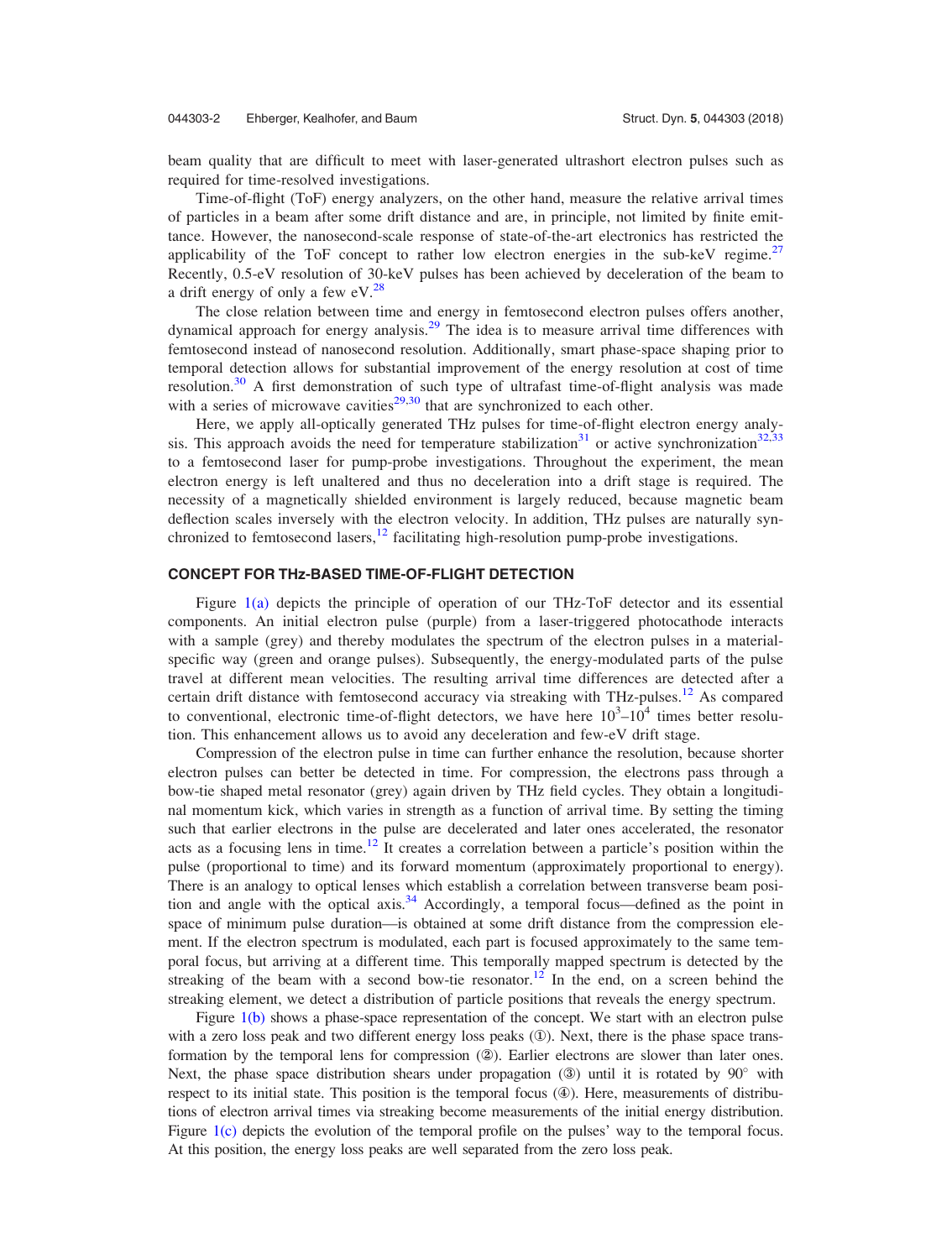beam quality that are difficult to meet with laser-generated ultrashort electron pulses such as required for time-resolved investigations.

Time-of-flight (ToF) energy analyzers, on the other hand, measure the relative arrival times of particles in a beam after some drift distance and are, in principle, not limited by finite emittance. However, the nanosecond-scale response of state-of-the-art electronics has restricted the applicability of the ToF concept to rather low electron energies in the sub-keV regime.[27] Recently, 0.5-eV resolution of 30-keV pulses has been achieved by deceleration of the beam to a drift energy of only a few eV.[28]

The close relation between time and energy in femtosecond electron pulses offers another, dynamical approach for energy analysis.[29] The idea is to measure arrival time differences with femtosecond instead of nanosecond resolution. Additionally, smart phase-space shaping prior to temporal detection allows for substantial improvement of the energy resolution at cost of time resolution.[30] A first demonstration of such type of ultrafast time-of-flight analysis was made with a series of microwave cavities[29,30] that are synchronized to each other.

Here, we apply all-optically generated THz pulses for time-of-flight electron energy analysis. This approach avoids the need for temperature stabilization[31] or active synchronization[32,33] to a femtosecond laser for pump-probe investigations. Throughout the experiment, the mean electron energy is left unaltered and thus no deceleration into a drift stage is required. The necessity of a magnetically shielded environment is largely reduced, because magnetic beam deflection scales inversely with the electron velocity. In addition, THz pulses are naturally synchronized to femtosecond lasers,[12] facilitating high-resolution pump-probe investigations.

## CONCEPT FOR THz-BASED TIME-OF-FLIGHT DETECTION

Figure 1(a) depicts the principle of operation of our THz-ToF detector and its essential components. An initial electron pulse (purple) from a laser-triggered photocathode interacts with a sample (grey) and thereby modulates the spectrum of the electron pulses in a material-specific way (green and orange pulses). Subsequently, the energy-modulated parts of the pulse travel at different mean velocities. The resulting arrival time differences are detected after a certain drift distance with femtosecond accuracy via streaking with THz-pulses.[12] As compared to conventional, electronic time-of-flight detectors, we have here $10^3$–$10^4$ times better resolution. This enhancement allows us to avoid any deceleration and few-eV drift stage.

Compression of the electron pulse in time can further enhance the resolution, because shorter electron pulses can better be detected in time. For compression, the electrons pass through a bow-tie shaped metal resonator (grey) again driven by THz field cycles. They obtain a longitudinal momentum kick, which varies in strength as a function of arrival time. By setting the timing such that earlier electrons in the pulse are decelerated and later ones accelerated, the resonator acts as a focusing lens in time.[12] It creates a correlation between a particle's position within the pulse (proportional to time) and its forward momentum (approximately proportional to energy). There is an analogy to optical lenses which establish a correlation between transverse beam position and angle with the optical axis.[34] Accordingly, a temporal focus—defined as the point in space of minimum pulse duration—is obtained at some drift distance from the compression element. If the electron spectrum is modulated, each part is focused approximately to the same temporal focus, but arriving at a different time. This temporally mapped spectrum is detected by the streaking of the beam with a second bow-tie resonator.[12] In the end, on a screen behind the streaking element, we detect a distribution of particle positions that reveals the energy spectrum.

Figure 1(b) shows a phase-space representation of the concept. We start with an electron pulse with a zero loss peak and two different energy loss peaks (①). Next, there is the phase space transformation by the temporal lens for compression (②). Earlier electrons are slower than later ones. Next, the phase space distribution shears under propagation (③) until it is rotated by 90° with respect to its initial state. This position is the temporal focus (④). Here, measurements of distributions of electron arrival times via streaking become measurements of the initial energy distribution. Figure 1(c) depicts the evolution of the temporal profile on the pulses' way to the temporal focus. At this position, the energy loss peaks are well separated from the zero loss peak.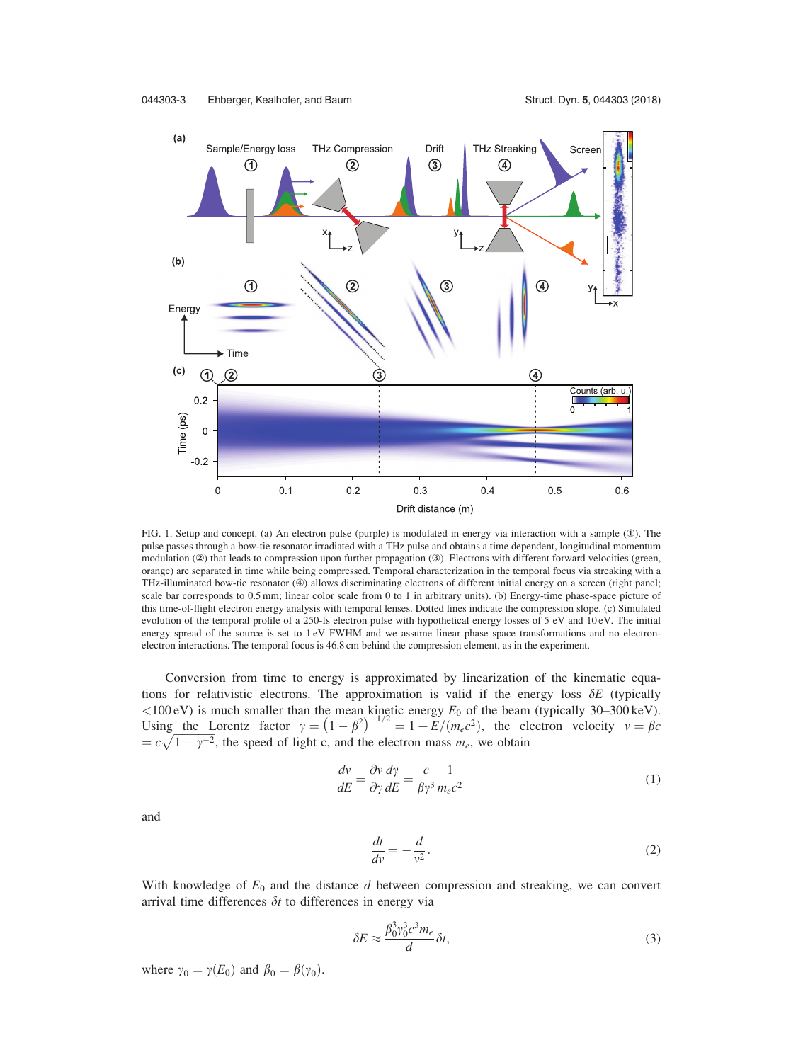FIG. 1. Setup and concept. (a) An electron pulse (purple) is modulated in energy via interaction with a sample (①). The pulse passes through a bow-tie resonator irradiated with a THz pulse and obtains a time dependent, longitudinal momentum modulation (②) that leads to compression upon further propagation (③). Electrons with different forward velocities (green, orange) are separated in time while being compressed. Temporal characterization in the temporal focus via streaking with a THz-illuminated bow-tie resonator (④) allows discriminating electrons of different initial energy on a screen (right panel; scale bar corresponds to 0.5 mm; linear color scale from 0 to 1 in arbitrary units). (b) Energy-time phase-space picture of this time-of-flight electron energy analysis with temporal lenses. Dotted lines indicate the compression slope. (c) Simulated evolution of the temporal profile of a 250-fs electron pulse with hypothetical energy losses of 5 eV and 10 eV. The initial energy spread of the source is set to 1 eV FWHM and we assume linear phase space transformations and no electron-electron interactions. The temporal focus is 46.8 cm behind the compression element, as in the experiment.

Conversion from time to energy is approximated by linearization of the kinematic equations for relativistic electrons. The approximation is valid if the energy loss $\delta E$ (typically <100 eV) is much smaller than the mean kinetic energy $E_0$ of the beam (typically 30–300 keV). Using the Lorentz factor $\gamma = (1-\beta^2)^{-1/2} = 1 + E/(m_e c^2)$, the electron velocity $v = \beta c = c\sqrt{1-\gamma^{-2}}$, the speed of light c, and the electron mass $m_e$, we obtain

$$\frac{dv}{dE} = \frac{\partial v}{\partial \gamma}\frac{d\gamma}{dE} = \frac{c}{\beta\gamma^3}\frac{1}{m_e c^2} \tag{1}$$

and

$$\frac{dt}{dv} = -\frac{d}{v^2}. \tag{2}$$

With knowledge of $E_0$ and the distance $d$ between compression and streaking, we can convert arrival time differences $\delta t$ to differences in energy via

$$\delta E \approx \frac{\beta_0^3 \gamma_0^3 c^3 m_e}{d}\delta t, \tag{3}$$

where $\gamma_0 = \gamma(E_0)$ and $\beta_0 = \beta(\gamma_0)$.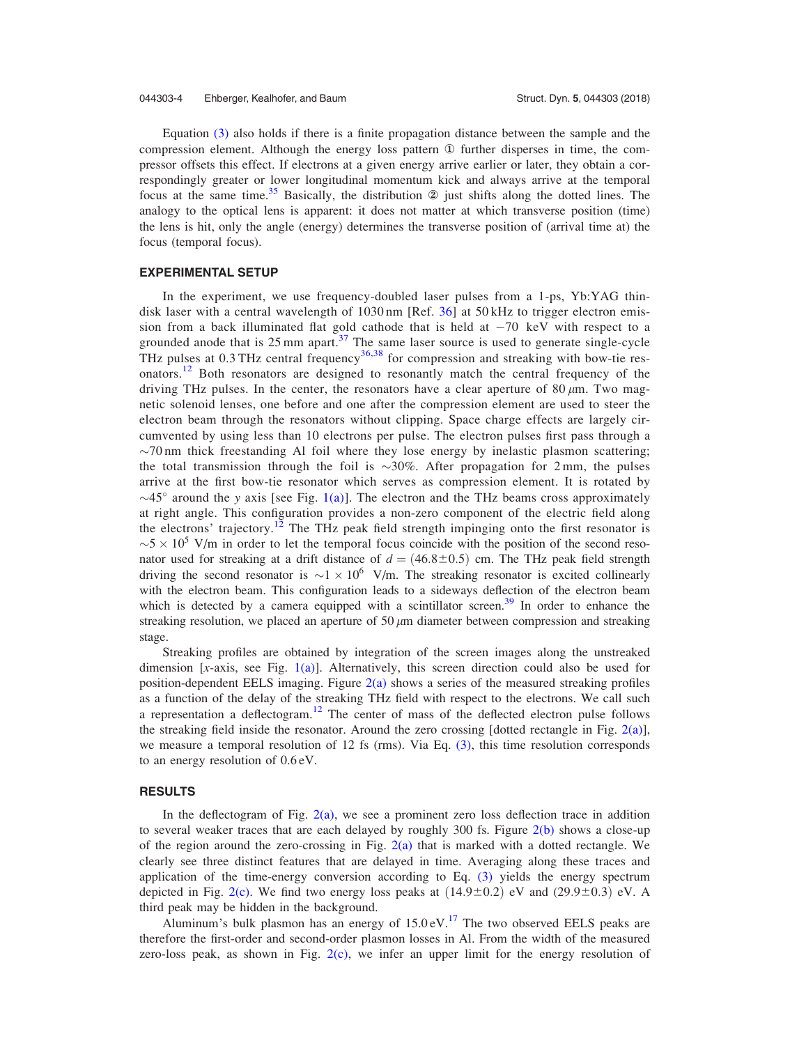Equation (3) also holds if there is a finite propagation distance between the sample and the compression element. Although the energy loss pattern ① further disperses in time, the compressor offsets this effect. If electrons at a given energy arrive earlier or later, they obtain a correspondingly greater or lower longitudinal momentum kick and always arrive at the temporal focus at the same time.[35] Basically, the distribution ② just shifts along the dotted lines. The analogy to the optical lens is apparent: it does not matter at which transverse position (time) the lens is hit, only the angle (energy) determines the transverse position of (arrival time at) the focus (temporal focus).

## EXPERIMENTAL SETUP

In the experiment, we use frequency-doubled laser pulses from a 1-ps, Yb:YAG thin-disk laser with a central wavelength of 1030 nm [Ref. 36] at 50 kHz to trigger electron emission from a back illuminated flat gold cathode that is held at $-70$ keV with respect to a grounded anode that is 25 mm apart.[37] The same laser source is used to generate single-cycle THz pulses at 0.3 THz central frequency[36,38] for compression and streaking with bow-tie resonators.[12] Both resonators are designed to resonantly match the central frequency of the driving THz pulses. In the center, the resonators have a clear aperture of 80 $\mu$m. Two magnetic solenoid lenses, one before and one after the compression element are used to steer the electron beam through the resonators without clipping. Space charge effects are largely circumvented by using less than 10 electrons per pulse. The electron pulses first pass through a $\sim$70 nm thick freestanding Al foil where they lose energy by inelastic plasmon scattering; the total transmission through the foil is $\sim$30%. After propagation for 2 mm, the pulses arrive at the first bow-tie resonator which serves as compression element. It is rotated by $\sim$45° around the $y$ axis [see Fig. 1(a)]. The electron and the THz beams cross approximately at right angle. This configuration provides a non-zero component of the electric field along the electrons' trajectory.[12] The THz peak field strength impinging onto the first resonator is $\sim 5 \times 10^5$ V/m in order to let the temporal focus coincide with the position of the second resonator used for streaking at a drift distance of $d = (46.8 \pm 0.5)$ cm. The THz peak field strength driving the second resonator is $\sim 1 \times 10^6$ V/m. The streaking resonator is excited collinearly with the electron beam. This configuration leads to a sideways deflection of the electron beam which is detected by a camera equipped with a scintillator screen.[39] In order to enhance the streaking resolution, we placed an aperture of 50 $\mu$m diameter between compression and streaking stage.

Streaking profiles are obtained by integration of the screen images along the unstreaked dimension [$x$-axis, see Fig. 1(a)]. Alternatively, this screen direction could also be used for position-dependent EELS imaging. Figure 2(a) shows a series of the measured streaking profiles as a function of the delay of the streaking THz field with respect to the electrons. We call such a representation a deflectogram.[12] The center of mass of the deflected electron pulse follows the streaking field inside the resonator. Around the zero crossing [dotted rectangle in Fig. 2(a)], we measure a temporal resolution of 12 fs (rms). Via Eq. (3), this time resolution corresponds to an energy resolution of 0.6 eV.

## RESULTS

In the deflectogram of Fig. 2(a), we see a prominent zero loss deflection trace in addition to several weaker traces that are each delayed by roughly 300 fs. Figure 2(b) shows a close-up of the region around the zero-crossing in Fig. 2(a) that is marked with a dotted rectangle. We clearly see three distinct features that are delayed in time. Averaging along these traces and application of the time-energy conversion according to Eq. (3) yields the energy spectrum depicted in Fig. 2(c). We find two energy loss peaks at $(14.9 \pm 0.2)$ eV and $(29.9 \pm 0.3)$ eV. A third peak may be hidden in the background.

Aluminum's bulk plasmon has an energy of 15.0 eV.[17] The two observed EELS peaks are therefore the first-order and second-order plasmon losses in Al. From the width of the measured zero-loss peak, as shown in Fig. 2(c), we infer an upper limit for the energy resolution of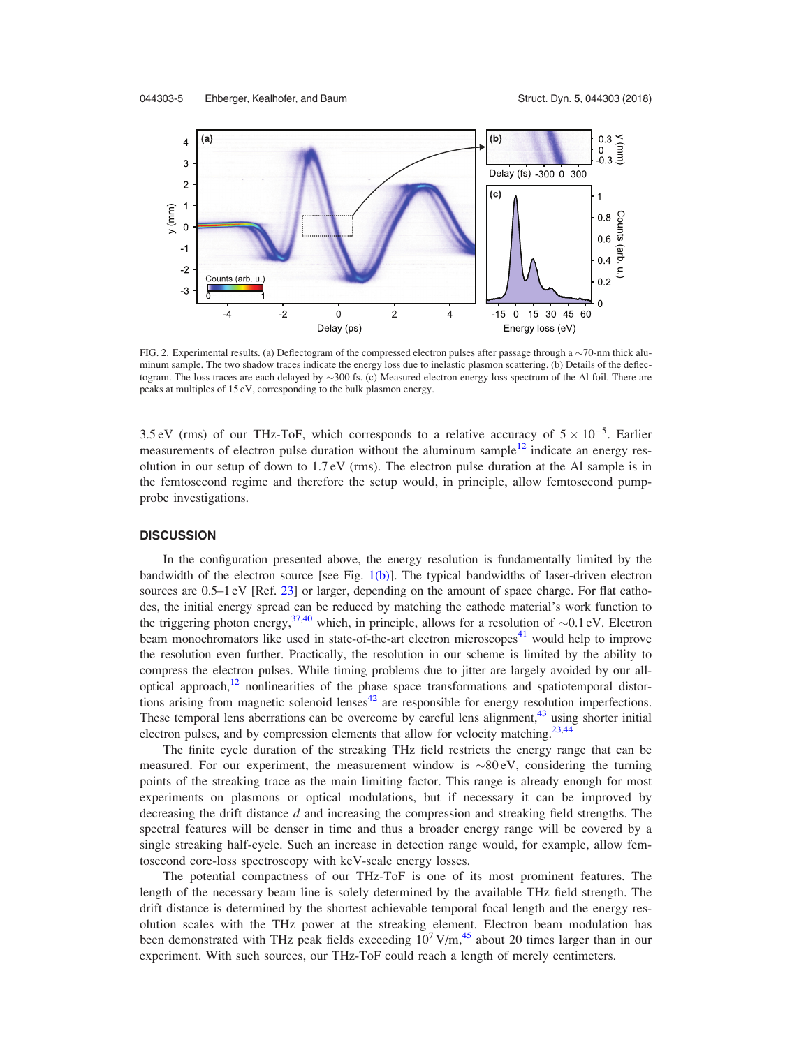FIG. 2. Experimental results. (a) Deflectogram of the compressed electron pulses after passage through a ~70-nm thick aluminum sample. The two shadow traces indicate the energy loss due to inelastic plasmon scattering. (b) Details of the deflectogram. The loss traces are each delayed by ~300 fs. (c) Measured electron energy loss spectrum of the Al foil. There are peaks at multiples of 15 eV, corresponding to the bulk plasmon energy.

3.5 eV (rms) of our THz-ToF, which corresponds to a relative accuracy of $5 \times 10^{-5}$. Earlier measurements of electron pulse duration without the aluminum sample[12] indicate an energy resolution in our setup of down to 1.7 eV (rms). The electron pulse duration at the Al sample is in the femtosecond regime and therefore the setup would, in principle, allow femtosecond pump-probe investigations.

## DISCUSSION

In the configuration presented above, the energy resolution is fundamentally limited by the bandwidth of the electron source [see Fig. 1(b)]. The typical bandwidths of laser-driven electron sources are 0.5–1 eV [Ref. 23] or larger, depending on the amount of space charge. For flat cathodes, the initial energy spread can be reduced by matching the cathode material's work function to the triggering photon energy,[37,40] which, in principle, allows for a resolution of ~0.1 eV. Electron beam monochromators like used in state-of-the-art electron microscopes[41] would help to improve the resolution even further. Practically, the resolution in our scheme is limited by the ability to compress the electron pulses. While timing problems due to jitter are largely avoided by our all-optical approach,[12] nonlinearities of the phase space transformations and spatiotemporal distortions arising from magnetic solenoid lenses[42] are responsible for energy resolution imperfections. These temporal lens aberrations can be overcome by careful lens alignment,[43] using shorter initial electron pulses, and by compression elements that allow for velocity matching.[23,44]

The finite cycle duration of the streaking THz field restricts the energy range that can be measured. For our experiment, the measurement window is ~80 eV, considering the turning points of the streaking trace as the main limiting factor. This range is already enough for most experiments on plasmons or optical modulations, but if necessary it can be improved by decreasing the drift distance $d$ and increasing the compression and streaking field strengths. The spectral features will be denser in time and thus a broader energy range will be covered by a single streaking half-cycle. Such an increase in detection range would, for example, allow femtosecond core-loss spectroscopy with keV-scale energy losses.

The potential compactness of our THz-ToF is one of its most prominent features. The length of the necessary beam line is solely determined by the available THz field strength. The drift distance is determined by the shortest achievable temporal focal length and the energy resolution scales with the THz power at the streaking element. Electron beam modulation has been demonstrated with THz peak fields exceeding $10^7$ V/m,[45] about 20 times larger than in our experiment. With such sources, our THz-ToF could reach a length of merely centimeters.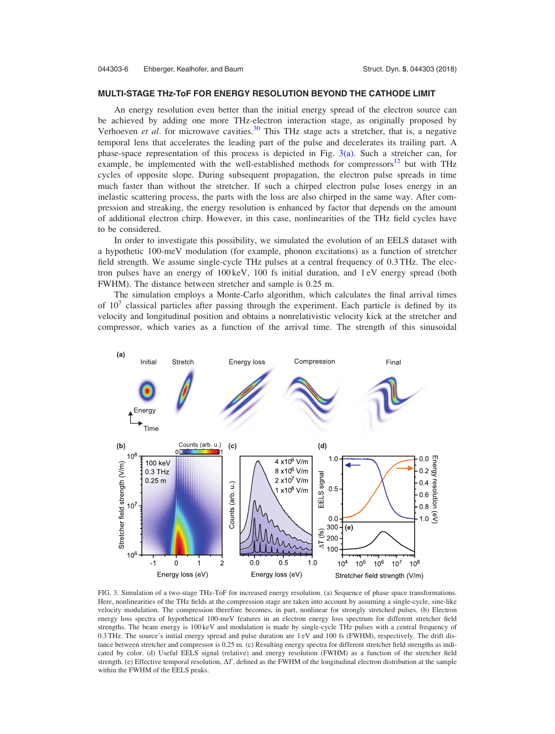## MULTI-STAGE THz-ToF FOR ENERGY RESOLUTION BEYOND THE CATHODE LIMIT

An energy resolution even better than the initial energy spread of the electron source can be achieved by adding one more THz-electron interaction stage, as originally proposed by Verhoeven *et al.* for microwave cavities.[30] This THz stage acts a stretcher, that is, a negative temporal lens that accelerates the leading part of the pulse and decelerates its trailing part. A phase-space representation of this process is depicted in Fig. 3(a). Such a stretcher can, for example, be implemented with the well-established methods for compressors[12] but with THz cycles of opposite slope. During subsequent propagation, the electron pulse spreads in time much faster than without the stretcher. If such a chirped electron pulse loses energy in an inelastic scattering process, the parts with the loss are also chirped in the same way. After compression and streaking, the energy resolution is enhanced by factor that depends on the amount of additional electron chirp. However, in this case, nonlinearities of the THz field cycles have to be considered.

In order to investigate this possibility, we simulated the evolution of an EELS dataset with a hypothetic 100-meV modulation (for example, phonon excitations) as a function of stretcher field strength. We assume single-cycle THz pulses at a central frequency of 0.3 THz. The electron pulses have an energy of 100 keV, 100 fs initial duration, and 1 eV energy spread (both FWHM). The distance between stretcher and sample is 0.25 m.

The simulation employs a Monte-Carlo algorithm, which calculates the final arrival times of $10^7$ classical particles after passing through the experiment. Each particle is defined by its velocity and longitudinal position and obtains a nonrelativistic velocity kick at the stretcher and compressor, which varies as a function of the arrival time. The strength of this sinusoidal

FIG. 3. Simulation of a two-stage THz-ToF for increased energy resolution. (a) Sequence of phase space transformations. Here, nonlinearities of the THz fields at the compression stage are taken into account by assuming a single-cycle, sine-like velocity modulation. The compression therefore becomes, in part, nonlinear for strongly stretched pulses. (b) Electron energy loss spectra of hypothetical 100-meV features in an electron energy loss spectrum for different stretcher field strengths. The beam energy is 100 keV and modulation is made by single-cycle THz pulses with a central frequency of 0.3 THz. The source's initial energy spread and pulse duration are 1 eV and 100 fs (FWHM), respectively. The distance between stretcher and compressor is 0.25 m. (c) Resulting energy spectra for different stretcher field strengths as indicated by color. (d) Useful EELS signal (relative) and energy resolution (FWHM) as a function of the stretcher field strength. (e) Effective temporal resolution, $\Delta T$, defined as the FWHM of the longitudinal electron distribution at the sample within the FWHM of the EELS peaks.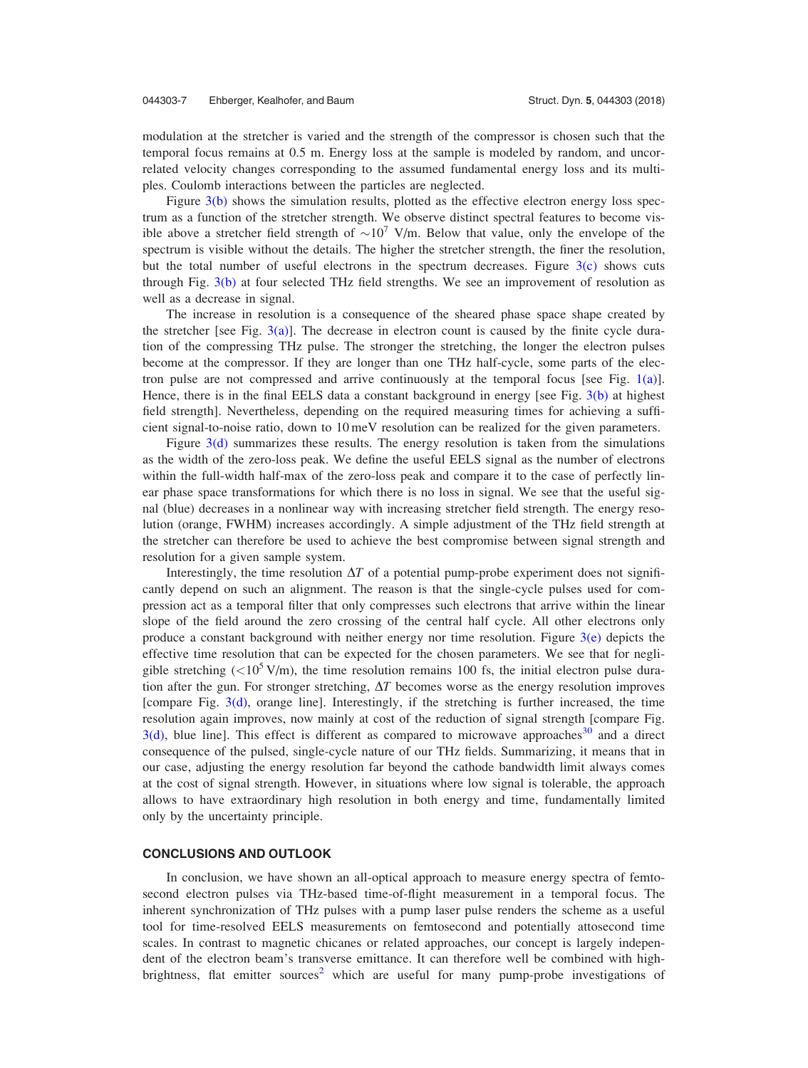modulation at the stretcher is varied and the strength of the compressor is chosen such that the temporal focus remains at 0.5 m. Energy loss at the sample is modeled by random, and uncorrelated velocity changes corresponding to the assumed fundamental energy loss and its multiples. Coulomb interactions between the particles are neglected.

Figure 3(b) shows the simulation results, plotted as the effective electron energy loss spectrum as a function of the stretcher strength. We observe distinct spectral features to become visible above a stretcher field strength of $\sim 10^7$ V/m. Below that value, only the envelope of the spectrum is visible without the details. The higher the stretcher strength, the finer the resolution, but the total number of useful electrons in the spectrum decreases. Figure 3(c) shows cuts through Fig. 3(b) at four selected THz field strengths. We see an improvement of resolution as well as a decrease in signal.

The increase in resolution is a consequence of the sheared phase space shape created by the stretcher [see Fig. 3(a)]. The decrease in electron count is caused by the finite cycle duration of the compressing THz pulse. The stronger the stretching, the longer the electron pulses become at the compressor. If they are longer than one THz half-cycle, some parts of the electron pulse are not compressed and arrive continuously at the temporal focus [see Fig. 1(a)]. Hence, there is in the final EELS data a constant background in energy [see Fig. 3(b) at highest field strength]. Nevertheless, depending on the required measuring times for achieving a sufficient signal-to-noise ratio, down to 10 meV resolution can be realized for the given parameters.

Figure 3(d) summarizes these results. The energy resolution is taken from the simulations as the width of the zero-loss peak. We define the useful EELS signal as the number of electrons within the full-width half-max of the zero-loss peak and compare it to the case of perfectly linear phase space transformations for which there is no loss in signal. We see that the useful signal (blue) decreases in a nonlinear way with increasing stretcher field strength. The energy resolution (orange, FWHM) increases accordingly. A simple adjustment of the THz field strength at the stretcher can therefore be used to achieve the best compromise between signal strength and resolution for a given sample system.

Interestingly, the time resolution $\Delta T$ of a potential pump-probe experiment does not significantly depend on such an alignment. The reason is that the single-cycle pulses used for compression act as a temporal filter that only compresses such electrons that arrive within the linear slope of the field around the zero crossing of the central half cycle. All other electrons only produce a constant background with neither energy nor time resolution. Figure 3(e) depicts the effective time resolution that can be expected for the chosen parameters. We see that for negligible stretching ($<10^5$ V/m), the time resolution remains 100 fs, the initial electron pulse duration after the gun. For stronger stretching, $\Delta T$ becomes worse as the energy resolution improves [compare Fig. 3(d), orange line]. Interestingly, if the stretching is further increased, the time resolution again improves, now mainly at cost of the reduction of signal strength [compare Fig. 3(d), blue line]. This effect is different as compared to microwave approaches[30] and a direct consequence of the pulsed, single-cycle nature of our THz fields. Summarizing, it means that in our case, adjusting the energy resolution far beyond the cathode bandwidth limit always comes at the cost of signal strength. However, in situations where low signal is tolerable, the approach allows to have extraordinary high resolution in both energy and time, fundamentally limited only by the uncertainty principle.

## CONCLUSIONS AND OUTLOOK

In conclusion, we have shown an all-optical approach to measure energy spectra of femtosecond electron pulses via THz-based time-of-flight measurement in a temporal focus. The inherent synchronization of THz pulses with a pump laser pulse renders the scheme as a useful tool for time-resolved EELS measurements on femtosecond and potentially attosecond time scales. In contrast to magnetic chicanes or related approaches, our concept is largely independent of the electron beam's transverse emittance. It can therefore well be combined with high-brightness, flat emitter sources[2] which are useful for many pump-probe investigations of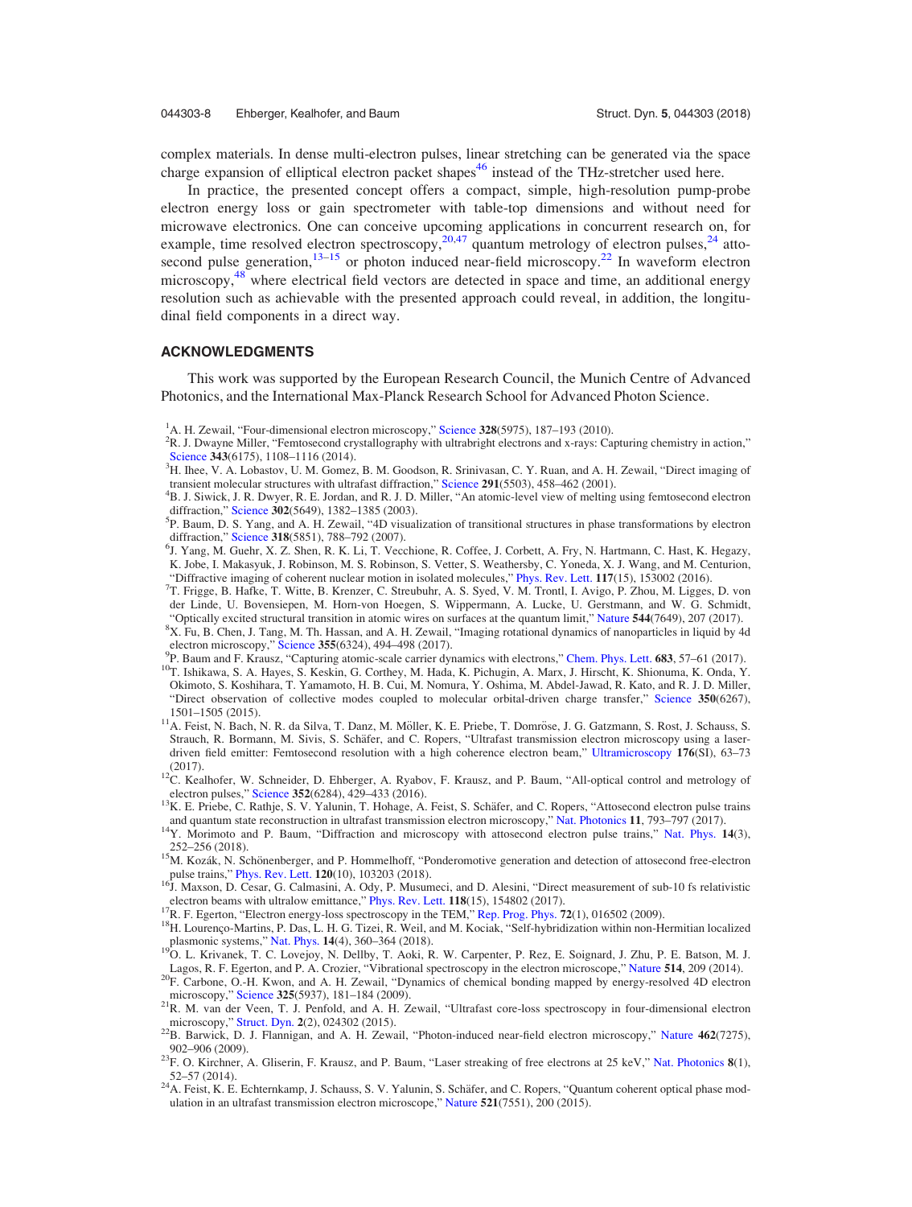complex materials. In dense multi-electron pulses, linear stretching can be generated via the space charge expansion of elliptical electron packet shapes[46] instead of the THz-stretcher used here.

In practice, the presented concept offers a compact, simple, high-resolution pump-probe electron energy loss or gain spectrometer with table-top dimensions and without need for microwave electronics. One can conceive upcoming applications in concurrent research on, for example, time resolved electron spectroscopy,[20,47] quantum metrology of electron pulses,[24] attosecond pulse generation,[13–15] or photon induced near-field microscopy.[22] In waveform electron microscopy,[48] where electrical field vectors are detected in space and time, an additional energy resolution such as achievable with the presented approach could reveal, in addition, the longitudinal field components in a direct way.

## ACKNOWLEDGMENTS

This work was supported by the European Research Council, the Munich Centre of Advanced Photonics, and the International Max-Planck Research School for Advanced Photon Science.

[1] A. H. Zewail, "Four-dimensional electron microscopy," Science **328**(5975), 187–193 (2010).
[2] R. J. Dwayne Miller, "Femtosecond crystallography with ultrabright electrons and x-rays: Capturing chemistry in action," Science **343**(6175), 1108–1116 (2014).
[3] H. Ihee, V. A. Lobastov, U. M. Gomez, B. M. Goodson, R. Srinivasan, C. Y. Ruan, and A. H. Zewail, "Direct imaging of transient molecular structures with ultrafast diffraction," Science **291**(5503), 458–462 (2001).
[4] B. J. Siwick, J. R. Dwyer, R. E. Jordan, and R. J. D. Miller, "An atomic-level view of melting using femtosecond electron diffraction," Science **302**(5649), 1382–1385 (2003).
[5] P. Baum, D. S. Yang, and A. H. Zewail, "4D visualization of transitional structures in phase transformations by electron diffraction," Science **318**(5851), 788–792 (2007).
[6] J. Yang, M. Guehr, X. Z. Shen, R. K. Li, T. Vecchione, R. Coffee, J. Corbett, A. Fry, N. Hartmann, C. Hast, K. Hegazy, K. Jobe, I. Makasyuk, J. Robinson, M. S. Robinson, S. Vetter, S. Weathersby, C. Yoneda, X. J. Wang, and M. Centurion, "Diffractive imaging of coherent nuclear motion in isolated molecules," Phys. Rev. Lett. **117**(15), 153002 (2016).
[7] T. Frigge, B. Hafke, T. Witte, B. Krenzer, C. Streubuhr, A. S. Syed, V. M. Trontl, I. Avigo, P. Zhou, M. Ligges, D. von der Linde, U. Bovensiepen, M. Horn-von Hoegen, S. Wippermann, A. Lucke, U. Gerstmann, and W. G. Schmidt, "Optically excited structural transition in atomic wires on surfaces at the quantum limit," Nature **544**(7649), 207 (2017).
[8] X. Fu, B. Chen, J. Tang, M. Th. Hassan, and A. H. Zewail, "Imaging rotational dynamics of nanoparticles in liquid by 4d electron microscopy," Science **355**(6324), 494–498 (2017).
[9] P. Baum and F. Krausz, "Capturing atomic-scale carrier dynamics with electrons," Chem. Phys. Lett. **683**, 57–61 (2017).
[10] T. Ishikawa, S. A. Hayes, S. Keskin, G. Corthey, M. Hada, K. Pichugin, A. Marx, J. Hirscht, K. Shionuma, K. Onda, Y. Okimoto, S. Koshihara, T. Yamamoto, H. B. Cui, M. Nomura, Y. Oshima, M. Abdel-Jawad, R. Kato, and R. J. D. Miller, "Direct observation of collective modes coupled to molecular orbital-driven charge transfer," Science **350**(6267), 1501–1505 (2015).
[11] A. Feist, N. Bach, N. R. da Silva, T. Danz, M. Möller, K. E. Priebe, T. Domröse, J. G. Gatzmann, S. Rost, J. Schauss, S. Strauch, R. Bormann, M. Sivis, S. Schäfer, and C. Ropers, "Ultrafast transmission electron microscopy using a laser-driven field emitter: Femtosecond resolution with a high coherence electron beam," Ultramicroscopy **176**(SI), 63–73 (2017).
[12] C. Kealhofer, W. Schneider, D. Ehberger, A. Ryabov, F. Krausz, and P. Baum, "All-optical control and metrology of electron pulses," Science **352**(6284), 429–433 (2016).
[13] K. E. Priebe, C. Rathje, S. V. Yalunin, T. Hohage, A. Feist, S. Schäfer, and C. Ropers, "Attosecond electron pulse trains and quantum state reconstruction in ultrafast transmission electron microscopy," Nat. Photonics **11**, 793–797 (2017).
[14] Y. Morimoto and P. Baum, "Diffraction and microscopy with attosecond electron pulse trains," Nat. Phys. **14**(3), 252–256 (2018).
[15] M. Kozák, N. Schönenberger, and P. Hommelhoff, "Ponderomotive generation and detection of attosecond free-electron pulse trains," Phys. Rev. Lett. **120**(10), 103203 (2018).
[16] J. Maxson, D. Cesar, G. Calmasini, A. Ody, P. Musumeci, and D. Alesini, "Direct measurement of sub-10 fs relativistic electron beams with ultralow emittance," Phys. Rev. Lett. **118**(15), 154802 (2017).
[17] R. F. Egerton, "Electron energy-loss spectroscopy in the TEM," Rep. Prog. Phys. **72**(1), 016502 (2009).
[18] H. Lourenço-Martins, P. Das, L. H. G. Tizei, R. Weil, and M. Kociak, "Self-hybridization within non-Hermitian localized plasmonic systems," Nat. Phys. **14**(4), 360–364 (2018).
[19] O. L. Krivanek, T. C. Lovejoy, N. Dellby, T. Aoki, R. W. Carpenter, P. Rez, E. Soignard, J. Zhu, P. E. Batson, M. J. Lagos, R. F. Egerton, and P. A. Crozier, "Vibrational spectroscopy in the electron microscope," Nature **514**, 209 (2014).
[20] F. Carbone, O.-H. Kwon, and A. H. Zewail, "Dynamics of chemical bonding mapped by energy-resolved 4D electron microscopy," Science **325**(5937), 181–184 (2009).
[21] R. M. van der Veen, T. J. Penfold, and A. H. Zewail, "Ultrafast core-loss spectroscopy in four-dimensional electron microscopy," Struct. Dyn. **2**(2), 024302 (2015).
[22] B. Barwick, D. J. Flannigan, and A. H. Zewail, "Photon-induced near-field electron microscopy," Nature **462**(7275), 902–906 (2009).
[23] F. O. Kirchner, A. Gliserin, F. Krausz, and P. Baum, "Laser streaking of free electrons at 25 keV," Nat. Photonics **8**(1), 52–57 (2014).
[24] A. Feist, K. E. Echternkamp, J. Schauss, S. V. Yalunin, S. Schäfer, and C. Ropers, "Quantum coherent optical phase modulation in an ultrafast transmission electron microscope," Nature **521**(7551), 200 (2015).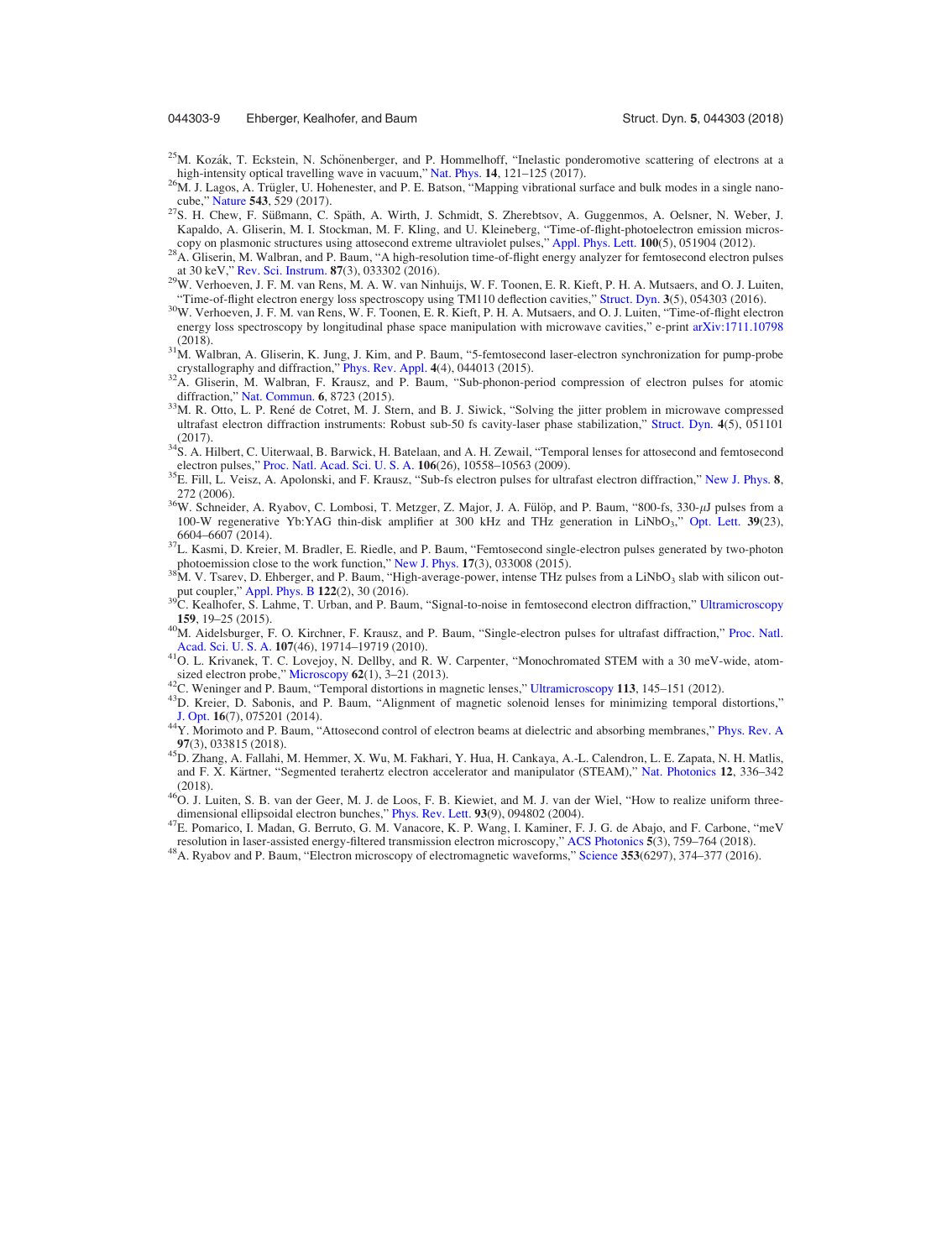[25]M. Kozák, T. Eckstein, N. Schönenberger, and P. Hommelhoff, "Inelastic ponderomotive scattering of electrons at a high-intensity optical travelling wave in vacuum," Nat. Phys. **14**, 121–125 (2017).

[26]M. J. Lagos, A. Trügler, U. Hohenester, and P. E. Batson, "Mapping vibrational surface and bulk modes in a single nanocube," Nature **543**, 529 (2017).

[27]S. H. Chew, F. Süßmann, C. Späth, A. Wirth, J. Schmidt, S. Zherebtsov, A. Guggenmos, A. Oelsner, N. Weber, J. Kapaldo, A. Gliserin, M. I. Stockman, M. F. Kling, and U. Kleineberg, "Time-of-flight-photoelectron emission microscopy on plasmonic structures using attosecond extreme ultraviolet pulses," Appl. Phys. Lett. **100**(5), 051904 (2012).

[28]A. Gliserin, M. Walbran, and P. Baum, "A high-resolution time-of-flight energy analyzer for femtosecond electron pulses at 30 keV," Rev. Sci. Instrum. **87**(3), 033302 (2016).

[29]W. Verhoeven, J. F. M. van Rens, M. A. W. van Ninhuijs, W. F. Toonen, E. R. Kieft, P. H. A. Mutsaers, and O. J. Luiten, "Time-of-flight electron energy loss spectroscopy using TM110 deflection cavities," Struct. Dyn. **3**(5), 054303 (2016).

[30]W. Verhoeven, J. F. M. van Rens, W. F. Toonen, E. R. Kieft, P. H. A. Mutsaers, and O. J. Luiten, "Time-of-flight electron energy loss spectroscopy by longitudinal phase space manipulation with microwave cavities," e-print arXiv:1711.10798 (2018).

[31]M. Walbran, A. Gliserin, K. Jung, J. Kim, and P. Baum, "5-femtosecond laser-electron synchronization for pump-probe crystallography and diffraction," Phys. Rev. Appl. **4**(4), 044013 (2015).

[32]A. Gliserin, M. Walbran, F. Krausz, and P. Baum, "Sub-phonon-period compression of electron pulses for atomic diffraction," Nat. Commun. **6**, 8723 (2015).

[33]M. R. Otto, L. P. René de Cotret, M. J. Stern, and B. J. Siwick, "Solving the jitter problem in microwave compressed ultrafast electron diffraction instruments: Robust sub-50 fs cavity-laser phase stabilization," Struct. Dyn. **4**(5), 051101 (2017).

[34]S. A. Hilbert, C. Uiterwaal, B. Barwick, H. Batelaan, and A. H. Zewail, "Temporal lenses for attosecond and femtosecond electron pulses," Proc. Natl. Acad. Sci. U. S. A. **106**(26), 10558–10563 (2009).

[35]E. Fill, L. Veisz, A. Apolonski, and F. Krausz, "Sub-fs electron pulses for ultrafast electron diffraction," New J. Phys. **8**, 272 (2006).

[36]W. Schneider, A. Ryabov, C. Lombosi, T. Metzger, Z. Major, J. A. Fülöp, and P. Baum, "800-fs, 330-$\mu$J pulses from a 100-W regenerative Yb:YAG thin-disk amplifier at 300 kHz and THz generation in $LiNbO_3$," Opt. Lett. **39**(23), 6604–6607 (2014).

[37]L. Kasmi, D. Kreier, M. Bradler, E. Riedle, and P. Baum, "Femtosecond single-electron pulses generated by two-photon photoemission close to the work function," New J. Phys. **17**(3), 033008 (2015).

[38]M. V. Tsarev, D. Ehberger, and P. Baum, "High-average-power, intense THz pulses from a $LiNbO_3$ slab with silicon output coupler," Appl. Phys. B **122**(2), 30 (2016).

[39]C. Kealhofer, S. Lahme, T. Urban, and P. Baum, "Signal-to-noise in femtosecond electron diffraction," Ultramicroscopy **159**, 19–25 (2015).

[40]M. Aidelsburger, F. O. Kirchner, F. Krausz, and P. Baum, "Single-electron pulses for ultrafast diffraction," Proc. Natl. Acad. Sci. U. S. A. **107**(46), 19714–19719 (2010).

[41]O. L. Krivanek, T. C. Lovejoy, N. Dellby, and R. W. Carpenter, "Monochromated STEM with a 30 meV-wide, atom-sized electron probe," Microscopy **62**(1), 3–21 (2013).

[42]C. Weninger and P. Baum, "Temporal distortions in magnetic lenses," Ultramicroscopy **113**, 145–151 (2012).

[43]D. Kreier, D. Sabonis, and P. Baum, "Alignment of magnetic solenoid lenses for minimizing temporal distortions," J. Opt. **16**(7), 075201 (2014).

[44]Y. Morimoto and P. Baum, "Attosecond control of electron beams at dielectric and absorbing membranes," Phys. Rev. A **97**(3), 033815 (2018).

[45]D. Zhang, A. Fallahi, M. Hemmer, X. Wu, M. Fakhari, Y. Hua, H. Cankaya, A.-L. Calendron, L. E. Zapata, N. H. Matlis, and F. X. Kärtner, "Segmented terahertz electron accelerator and manipulator (STEAM)," Nat. Photonics **12**, 336–342 (2018).

[46]O. J. Luiten, S. B. van der Geer, M. J. de Loos, F. B. Kiewiet, and M. J. van der Wiel, "How to realize uniform three-dimensional ellipsoidal electron bunches," Phys. Rev. Lett. **93**(9), 094802 (2004).

[47]E. Pomarico, I. Madan, G. Berruto, G. M. Vanacore, K. P. Wang, I. Kaminer, F. J. G. de Abajo, and F. Carbone, "meV resolution in laser-assisted energy-filtered transmission electron microscopy," ACS Photonics **5**(3), 759–764 (2018).

[48]A. Ryabov and P. Baum, "Electron microscopy of electromagnetic waveforms," Science **353**(6297), 374–377 (2016).